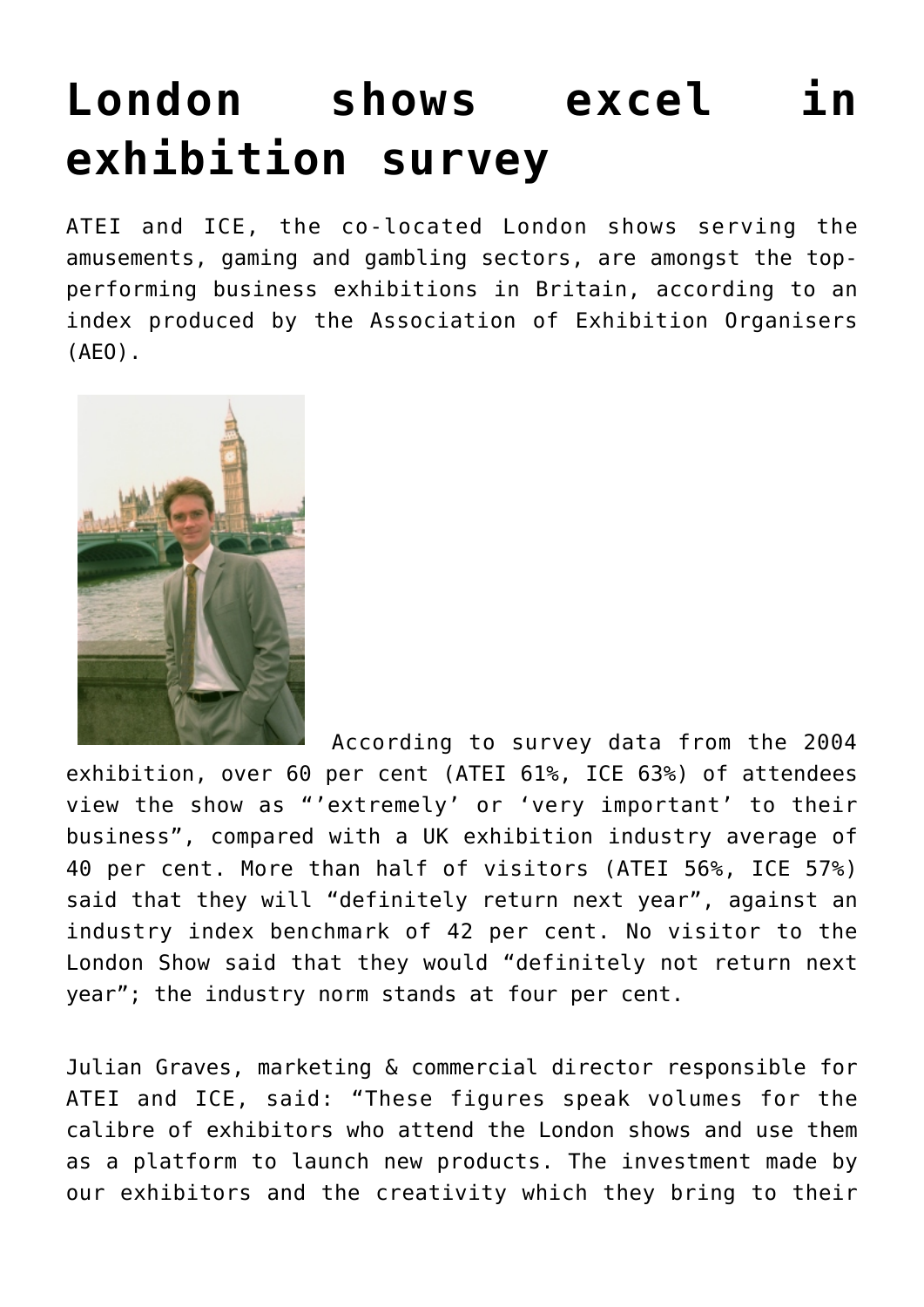# London shows excel in exhibition survey

ATEI and ICE, the co-located London shows serving the amusements, gaming and gambling sectors, are amongst the top-performing business exhibitions in Britain, according to an index produced by the Association of Exhibition Organisers (AEO).

According to survey data from the 2004 exhibition, over 60 per cent (ATEI 61%, ICE 63%) of attendees view the show as "'extremely' or 'very important' to their business", compared with a UK exhibition industry average of 40 per cent. More than half of visitors (ATEI 56%, ICE 57%) said that they will "definitely return next year", against an industry index benchmark of 42 per cent. No visitor to the London Show said that they would "definitely not return next year"; the industry norm stands at four per cent.

Julian Graves, marketing & commercial director responsible for ATEI and ICE, said: "These figures speak volumes for the calibre of exhibitors who attend the London shows and use them as a platform to launch new products. The investment made by our exhibitors and the creativity which they bring to their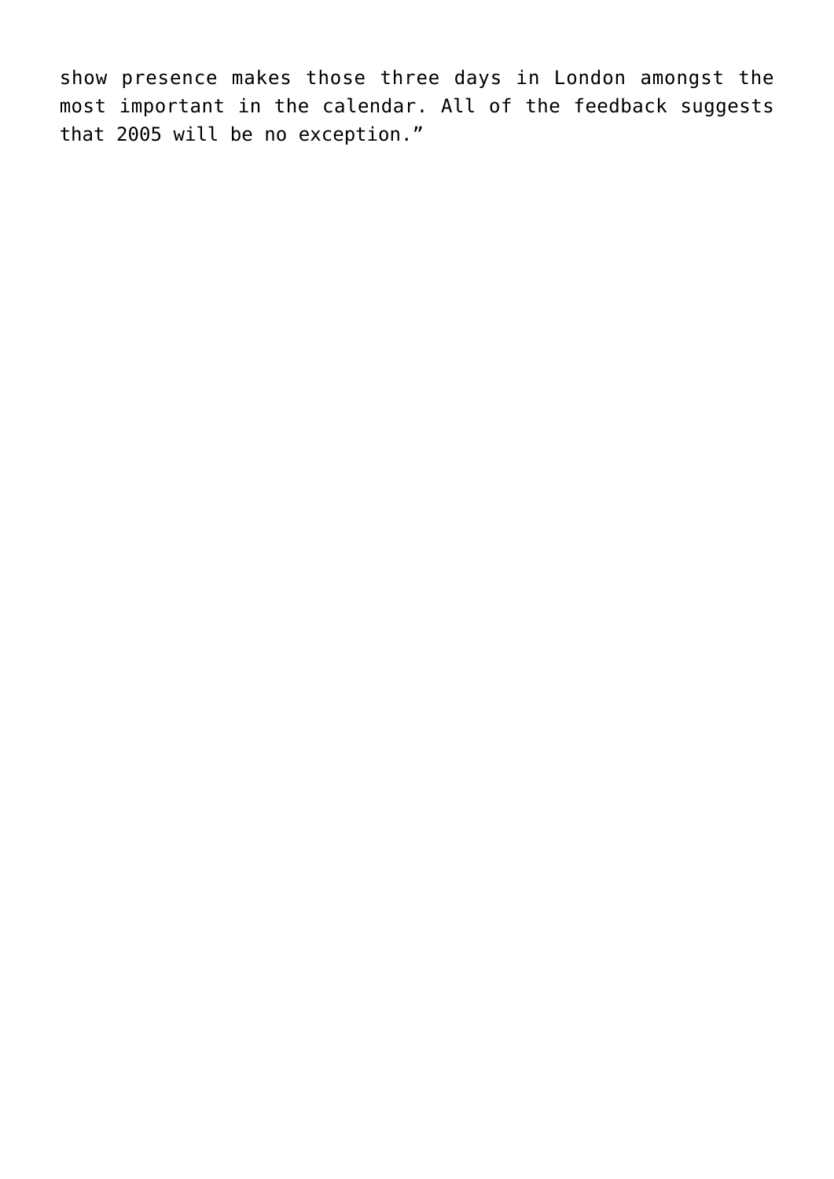show presence makes those three days in London amongst the most important in the calendar. All of the feedback suggests that 2005 will be no exception."